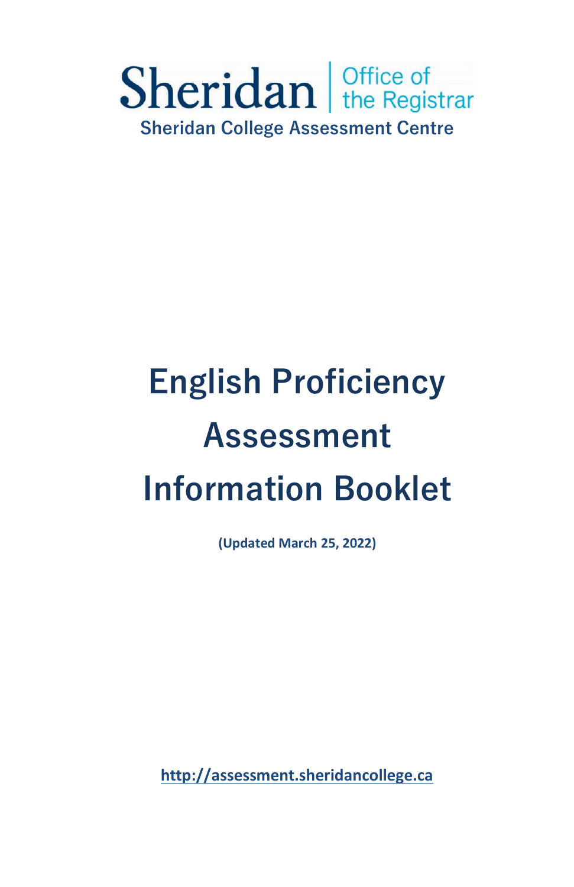Sheridan | Office of the Registrar

Sheridan College Assessment Centre

# English Proficiency Assessment Information Booklet

**(Updated March 25, 2022)**

**http://assessment.sheridancollege.ca**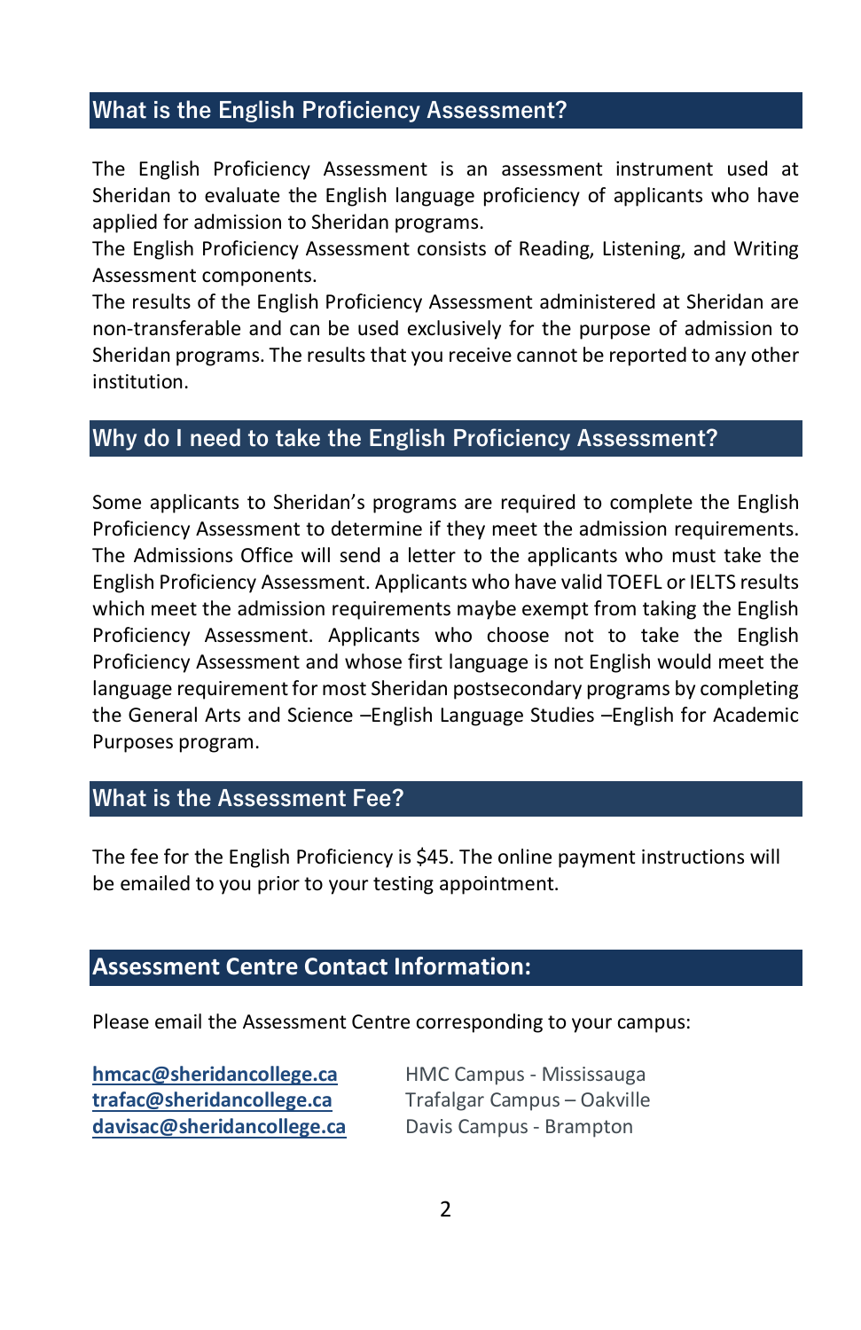## What is the English Proficiency Assessment?

The English Proficiency Assessment is an assessment instrument used at Sheridan to evaluate the English language proficiency of applicants who have applied for admission to Sheridan programs.
The English Proficiency Assessment consists of Reading, Listening, and Writing Assessment components.
The results of the English Proficiency Assessment administered at Sheridan are non-transferable and can be used exclusively for the purpose of admission to Sheridan programs. The results that you receive cannot be reported to any other institution.

## Why do I need to take the English Proficiency Assessment?

Some applicants to Sheridan's programs are required to complete the English Proficiency Assessment to determine if they meet the admission requirements. The Admissions Office will send a letter to the applicants who must take the English Proficiency Assessment. Applicants who have valid TOEFL or IELTS results which meet the admission requirements maybe exempt from taking the English Proficiency Assessment. Applicants who choose not to take the English Proficiency Assessment and whose first language is not English would meet the language requirement for most Sheridan postsecondary programs by completing the General Arts and Science –English Language Studies –English for Academic Purposes program.

## What is the Assessment Fee?

The fee for the English Proficiency is $45. The online payment instructions will be emailed to you prior to your testing appointment.

## Assessment Centre Contact Information:

Please email the Assessment Centre corresponding to your campus:

**hmcac@sheridancollege.ca** HMC Campus - Mississauga
**trafac@sheridancollege.ca** Trafalgar Campus – Oakville
**davisac@sheridancollege.ca** Davis Campus - Brampton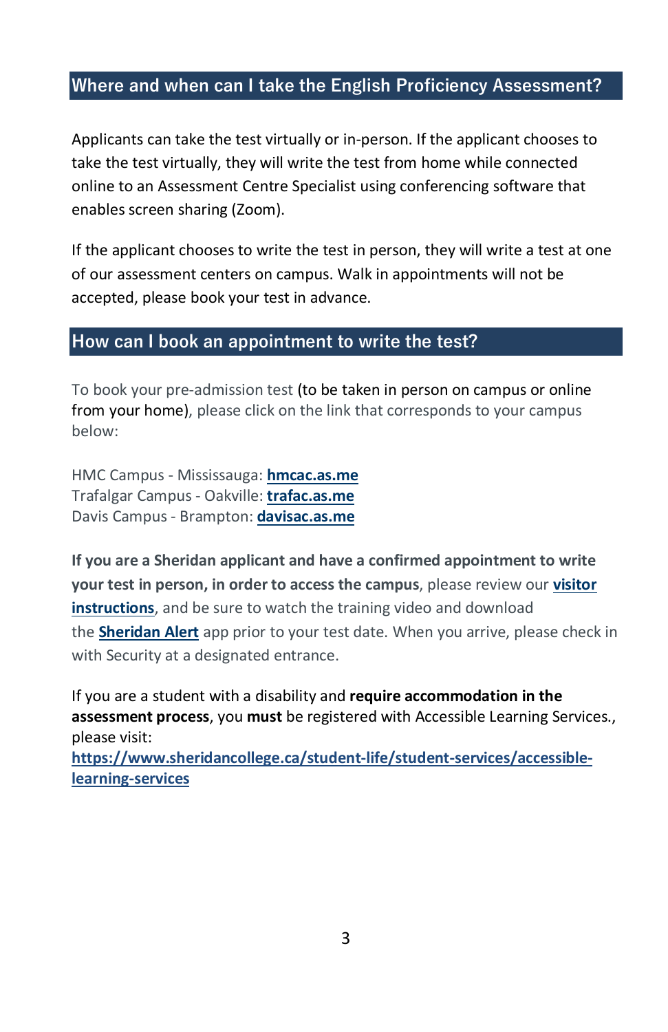## Where and when can I take the English Proficiency Assessment?

Applicants can take the test virtually or in-person. If the applicant chooses to take the test virtually, they will write the test from home while connected online to an Assessment Centre Specialist using conferencing software that enables screen sharing (Zoom).

If the applicant chooses to write the test in person, they will write a test at one of our assessment centers on campus. Walk in appointments will not be accepted, please book your test in advance.

## How can I book an appointment to write the test?

To book your pre-admission test (to be taken in person on campus or online from your home), please click on the link that corresponds to your campus below:

HMC Campus - Mississauga: **hmcac.as.me**
Trafalgar Campus - Oakville: **trafac.as.me**
Davis Campus - Brampton: **davisac.as.me**

**If you are a Sheridan applicant and have a confirmed appointment to write your test in person, in order to access the campus**, please review our **visitor instructions**, and be sure to watch the training video and download the **Sheridan Alert** app prior to your test date. When you arrive, please check in with Security at a designated entrance.

If you are a student with a disability and **require accommodation in the assessment process**, you **must** be registered with Accessible Learning Services., please visit:
**https://www.sheridancollege.ca/student-life/student-services/accessible-learning-services**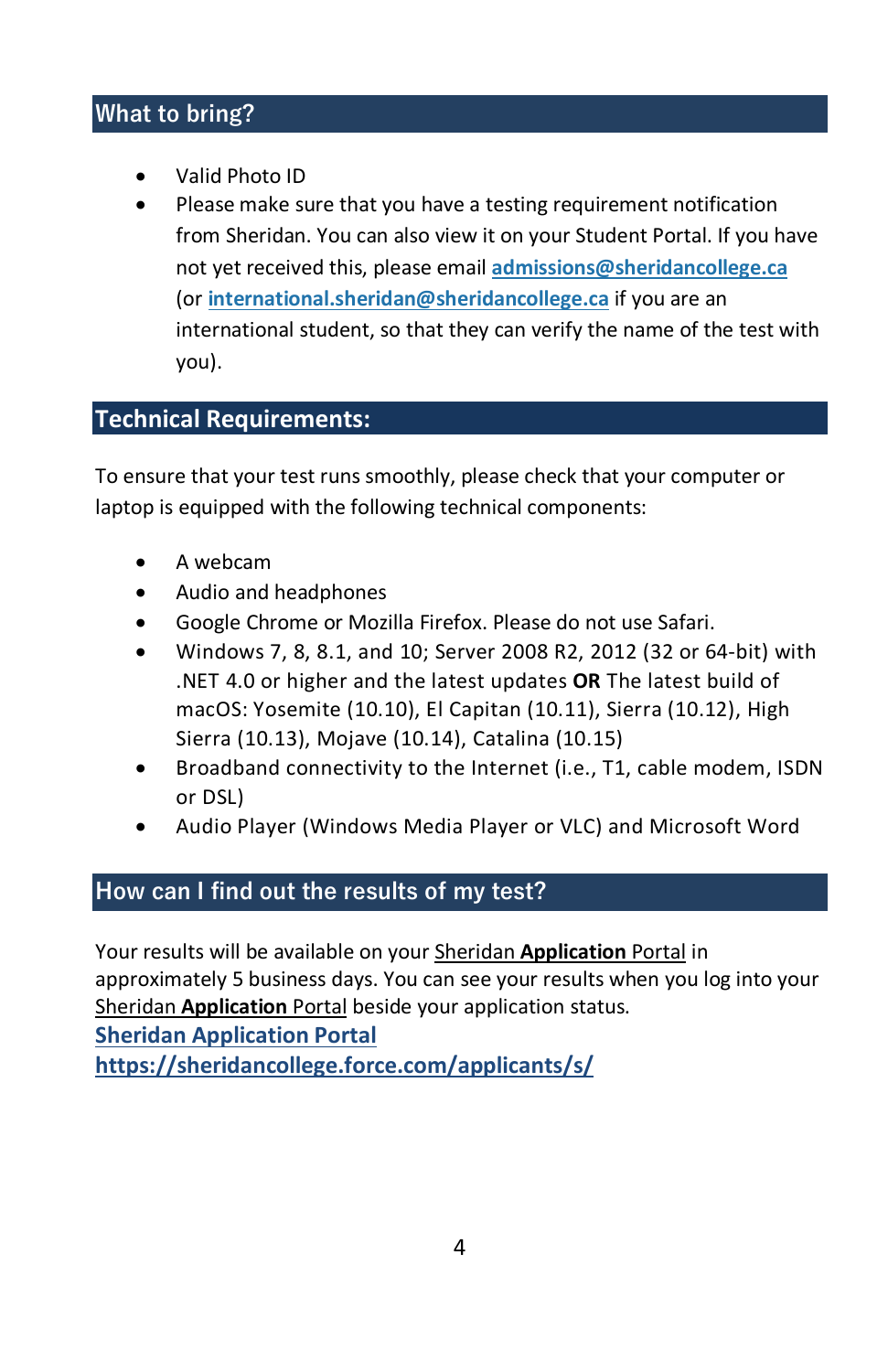## What to bring?

- Valid Photo ID
- Please make sure that you have a testing requirement notification from Sheridan. You can also view it on your Student Portal. If you have not yet received this, please email **admissions@sheridancollege.ca** (or **international.sheridan@sheridancollege.ca** if you are an international student, so that they can verify the name of the test with you).

## Technical Requirements:

To ensure that your test runs smoothly, please check that your computer or laptop is equipped with the following technical components:

- A webcam
- Audio and headphones
- Google Chrome or Mozilla Firefox. Please do not use Safari.
- Windows 7, 8, 8.1, and 10; Server 2008 R2, 2012 (32 or 64-bit) with .NET 4.0 or higher and the latest updates **OR** The latest build of macOS: Yosemite (10.10), El Capitan (10.11), Sierra (10.12), High Sierra (10.13), Mojave (10.14), Catalina (10.15)
- Broadband connectivity to the Internet (i.e., T1, cable modem, ISDN or DSL)
- Audio Player (Windows Media Player or VLC) and Microsoft Word

## How can I find out the results of my test?

Your results will be available on your Sheridan **Application** Portal in approximately 5 business days. You can see your results when you log into your Sheridan **Application** Portal beside your application status.

**Sheridan Application Portal**

**https://sheridancollege.force.com/applicants/s/**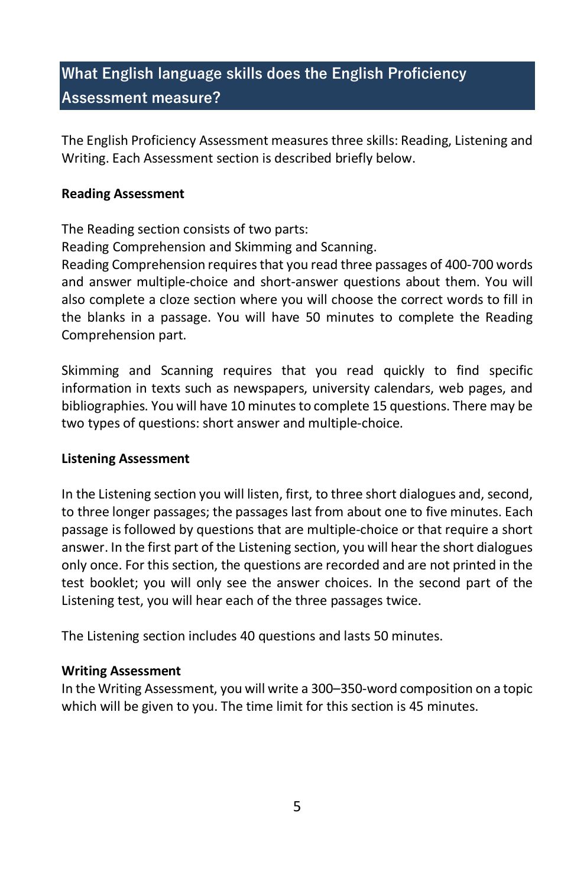## What English language skills does the English Proficiency Assessment measure?

The English Proficiency Assessment measures three skills: Reading, Listening and Writing. Each Assessment section is described briefly below.

**Reading Assessment**

The Reading section consists of two parts:
Reading Comprehension and Skimming and Scanning.
Reading Comprehension requires that you read three passages of 400-700 words and answer multiple-choice and short-answer questions about them. You will also complete a cloze section where you will choose the correct words to fill in the blanks in a passage. You will have 50 minutes to complete the Reading Comprehension part.

Skimming and Scanning requires that you read quickly to find specific information in texts such as newspapers, university calendars, web pages, and bibliographies. You will have 10 minutes to complete 15 questions. There may be two types of questions: short answer and multiple-choice.

**Listening Assessment**

In the Listening section you will listen, first, to three short dialogues and, second, to three longer passages; the passages last from about one to five minutes. Each passage is followed by questions that are multiple-choice or that require a short answer. In the first part of the Listening section, you will hear the short dialogues only once. For this section, the questions are recorded and are not printed in the test booklet; you will only see the answer choices. In the second part of the Listening test, you will hear each of the three passages twice.

The Listening section includes 40 questions and lasts 50 minutes.

**Writing Assessment**

In the Writing Assessment, you will write a 300–350-word composition on a topic which will be given to you. The time limit for this section is 45 minutes.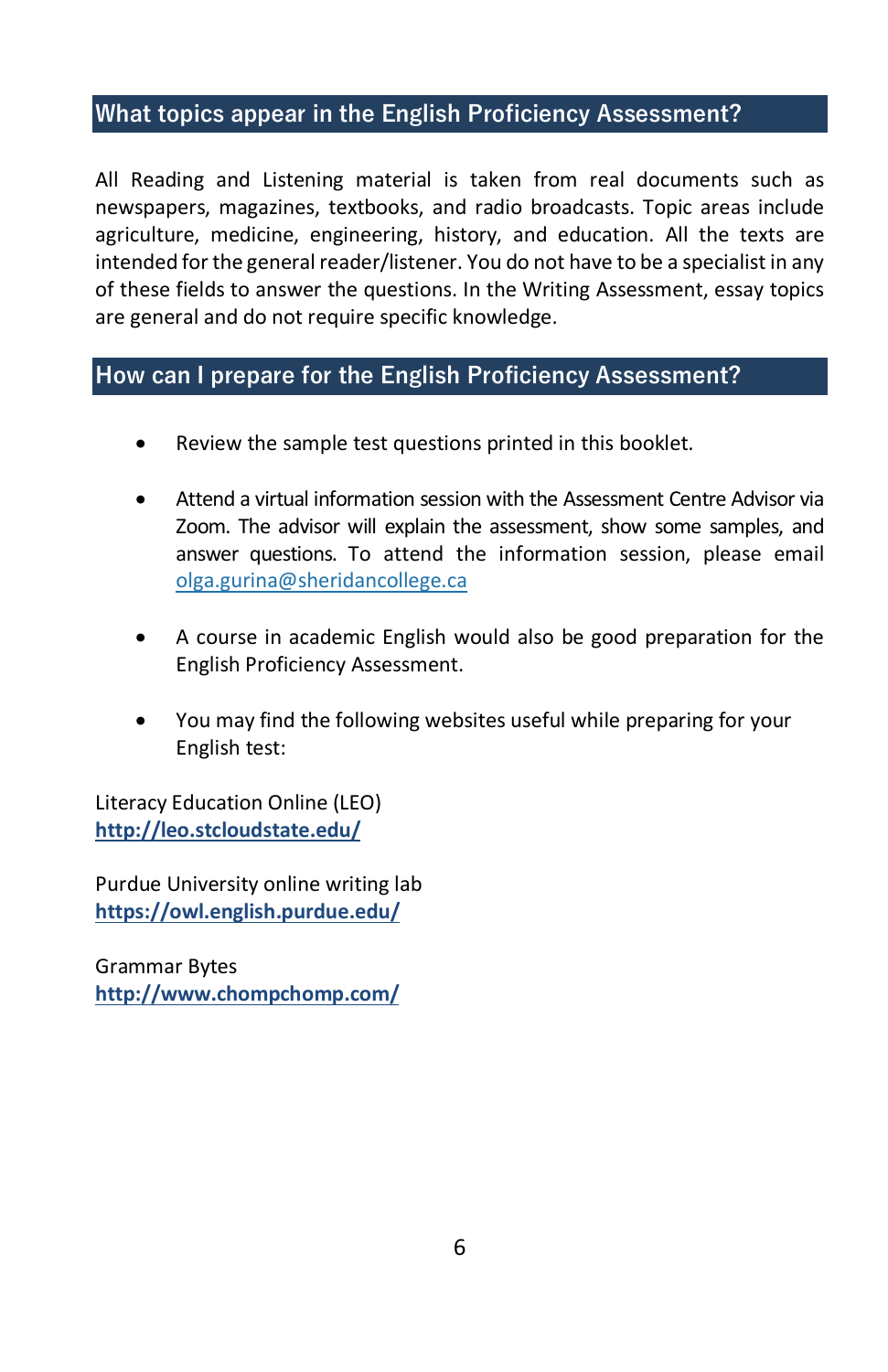## What topics appear in the English Proficiency Assessment?

All Reading and Listening material is taken from real documents such as newspapers, magazines, textbooks, and radio broadcasts. Topic areas include agriculture, medicine, engineering, history, and education. All the texts are intended for the general reader/listener. You do not have to be a specialist in any of these fields to answer the questions. In the Writing Assessment, essay topics are general and do not require specific knowledge.

## How can I prepare for the English Proficiency Assessment?

- Review the sample test questions printed in this booklet.
- Attend a virtual information session with the Assessment Centre Advisor via Zoom. The advisor will explain the assessment, show some samples, and answer questions. To attend the information session, please email olga.gurina@sheridancollege.ca
- A course in academic English would also be good preparation for the English Proficiency Assessment.
- You may find the following websites useful while preparing for your English test:

Literacy Education Online (LEO)
**http://leo.stcloudstate.edu/**

Purdue University online writing lab
**https://owl.english.purdue.edu/**

Grammar Bytes
**http://www.chompchomp.com/**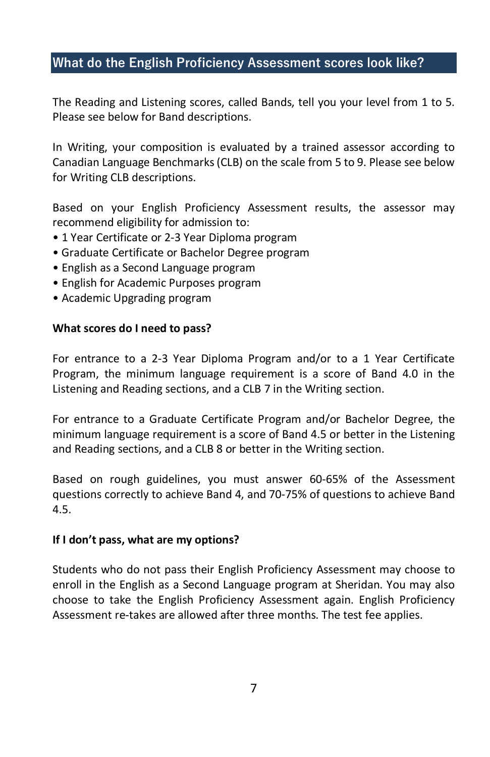## What do the English Proficiency Assessment scores look like?

The Reading and Listening scores, called Bands, tell you your level from 1 to 5. Please see below for Band descriptions.

In Writing, your composition is evaluated by a trained assessor according to Canadian Language Benchmarks (CLB) on the scale from 5 to 9. Please see below for Writing CLB descriptions.

Based on your English Proficiency Assessment results, the assessor may recommend eligibility for admission to:

- 1 Year Certificate or 2-3 Year Diploma program
- Graduate Certificate or Bachelor Degree program
- English as a Second Language program
- English for Academic Purposes program
- Academic Upgrading program

**What scores do I need to pass?**

For entrance to a 2-3 Year Diploma Program and/or to a 1 Year Certificate Program, the minimum language requirement is a score of Band 4.0 in the Listening and Reading sections, and a CLB 7 in the Writing section.

For entrance to a Graduate Certificate Program and/or Bachelor Degree, the minimum language requirement is a score of Band 4.5 or better in the Listening and Reading sections, and a CLB 8 or better in the Writing section.

Based on rough guidelines, you must answer 60-65% of the Assessment questions correctly to achieve Band 4, and 70-75% of questions to achieve Band 4.5.

**If I don't pass, what are my options?**

Students who do not pass their English Proficiency Assessment may choose to enroll in the English as a Second Language program at Sheridan. You may also choose to take the English Proficiency Assessment again. English Proficiency Assessment re-takes are allowed after three months. The test fee applies.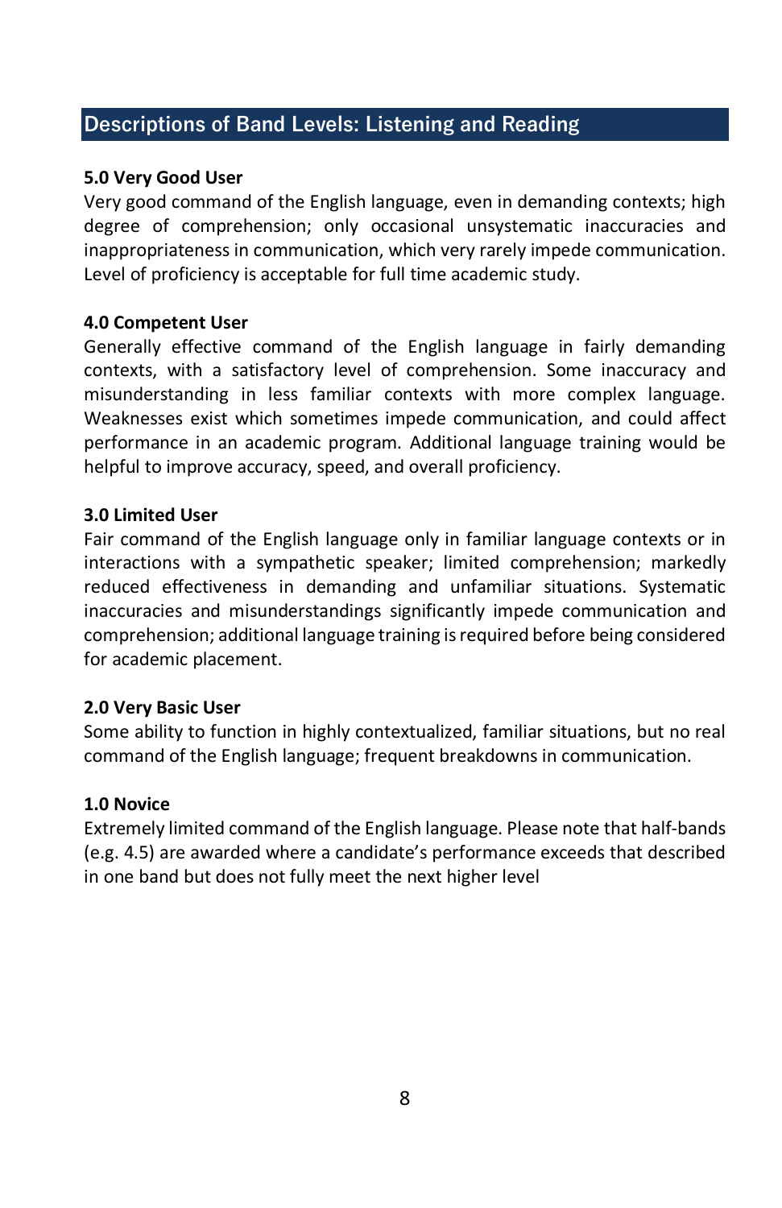## Descriptions of Band Levels: Listening and Reading

**5.0 Very Good User**
Very good command of the English language, even in demanding contexts; high degree of comprehension; only occasional unsystematic inaccuracies and inappropriateness in communication, which very rarely impede communication. Level of proficiency is acceptable for full time academic study.

**4.0 Competent User**
Generally effective command of the English language in fairly demanding contexts, with a satisfactory level of comprehension. Some inaccuracy and misunderstanding in less familiar contexts with more complex language. Weaknesses exist which sometimes impede communication, and could affect performance in an academic program. Additional language training would be helpful to improve accuracy, speed, and overall proficiency.

**3.0 Limited User**
Fair command of the English language only in familiar language contexts or in interactions with a sympathetic speaker; limited comprehension; markedly reduced effectiveness in demanding and unfamiliar situations. Systematic inaccuracies and misunderstandings significantly impede communication and comprehension; additional language training is required before being considered for academic placement.

**2.0 Very Basic User**
Some ability to function in highly contextualized, familiar situations, but no real command of the English language; frequent breakdowns in communication.

**1.0 Novice**
Extremely limited command of the English language. Please note that half-bands (e.g. 4.5) are awarded where a candidate's performance exceeds that described in one band but does not fully meet the next higher level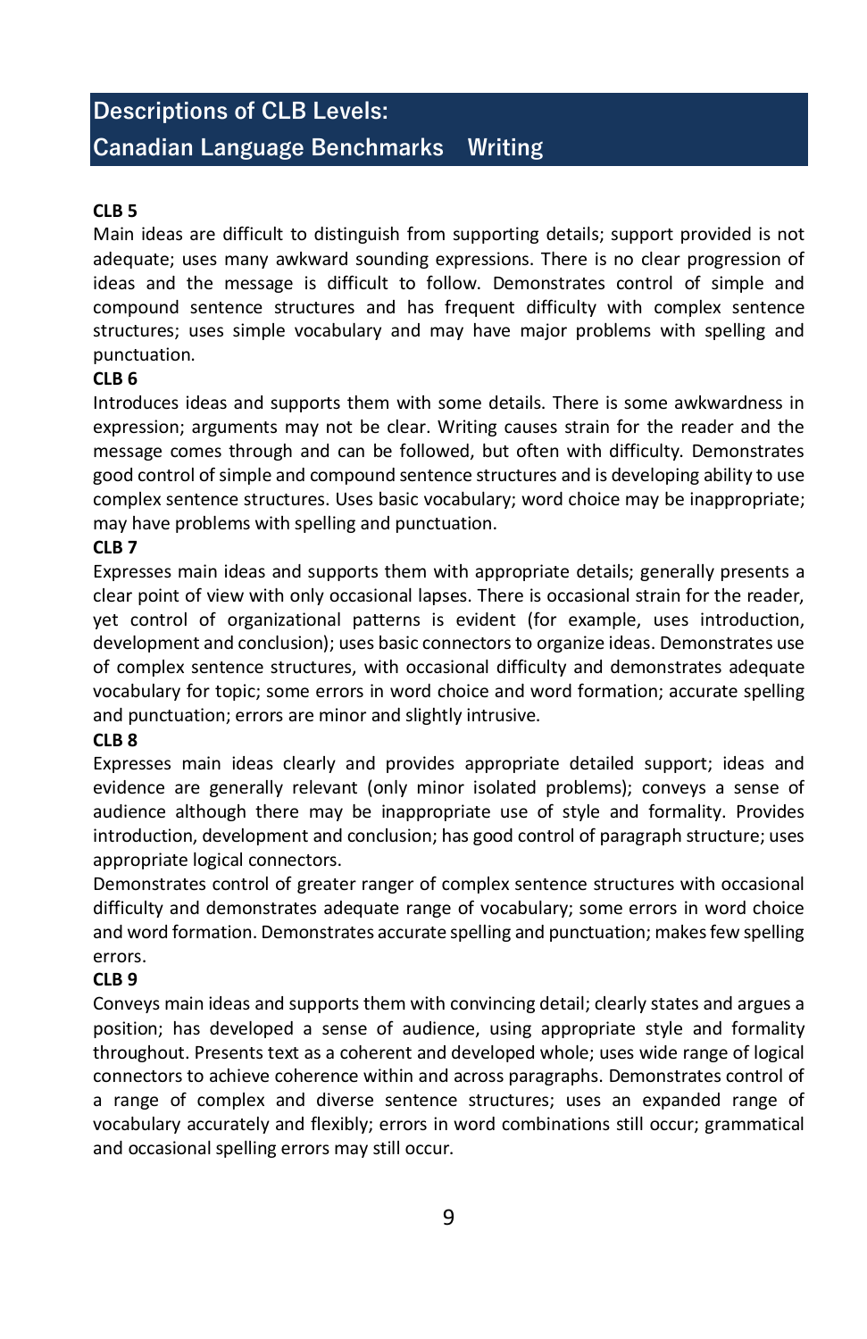## Descriptions of CLB Levels:
## Canadian Language Benchmarks Writing

**CLB 5**

Main ideas are difficult to distinguish from supporting details; support provided is not adequate; uses many awkward sounding expressions. There is no clear progression of ideas and the message is difficult to follow. Demonstrates control of simple and compound sentence structures and has frequent difficulty with complex sentence structures; uses simple vocabulary and may have major problems with spelling and punctuation.

**CLB 6**

Introduces ideas and supports them with some details. There is some awkwardness in expression; arguments may not be clear. Writing causes strain for the reader and the message comes through and can be followed, but often with difficulty. Demonstrates good control of simple and compound sentence structures and is developing ability to use complex sentence structures. Uses basic vocabulary; word choice may be inappropriate; may have problems with spelling and punctuation.

**CLB 7**

Expresses main ideas and supports them with appropriate details; generally presents a clear point of view with only occasional lapses. There is occasional strain for the reader, yet control of organizational patterns is evident (for example, uses introduction, development and conclusion); uses basic connectors to organize ideas. Demonstrates use of complex sentence structures, with occasional difficulty and demonstrates adequate vocabulary for topic; some errors in word choice and word formation; accurate spelling and punctuation; errors are minor and slightly intrusive.

**CLB 8**

Expresses main ideas clearly and provides appropriate detailed support; ideas and evidence are generally relevant (only minor isolated problems); conveys a sense of audience although there may be inappropriate use of style and formality. Provides introduction, development and conclusion; has good control of paragraph structure; uses appropriate logical connectors.

Demonstrates control of greater ranger of complex sentence structures with occasional difficulty and demonstrates adequate range of vocabulary; some errors in word choice and word formation. Demonstrates accurate spelling and punctuation; makes few spelling errors.

**CLB 9**

Conveys main ideas and supports them with convincing detail; clearly states and argues a position; has developed a sense of audience, using appropriate style and formality throughout. Presents text as a coherent and developed whole; uses wide range of logical connectors to achieve coherence within and across paragraphs. Demonstrates control of a range of complex and diverse sentence structures; uses an expanded range of vocabulary accurately and flexibly; errors in word combinations still occur; grammatical and occasional spelling errors may still occur.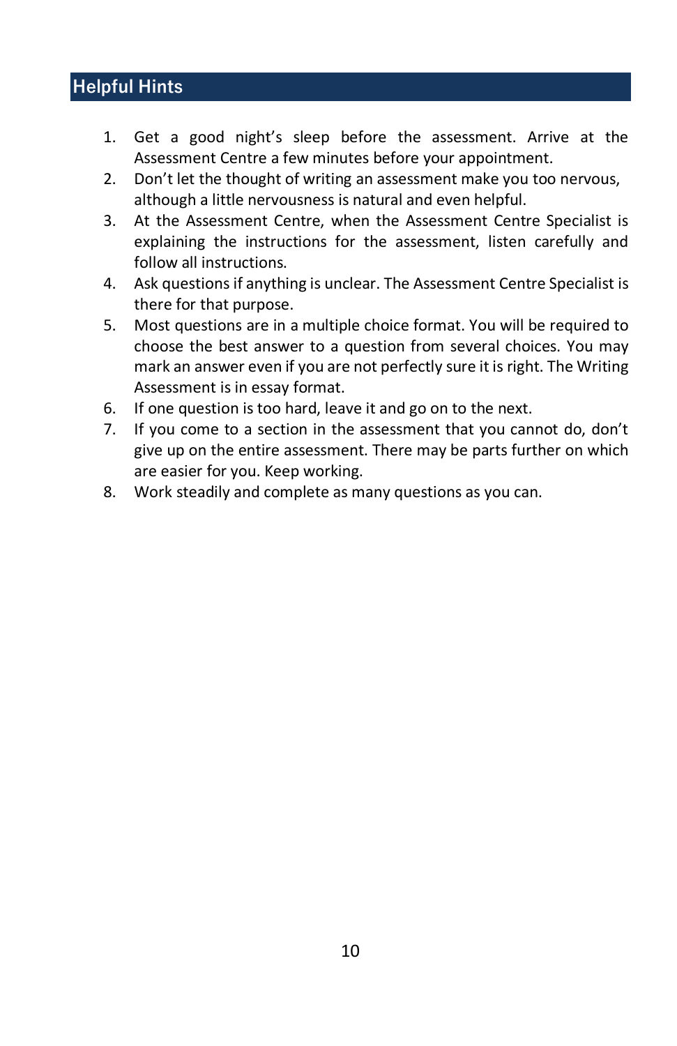## Helpful Hints

1. Get a good night's sleep before the assessment. Arrive at the Assessment Centre a few minutes before your appointment.
2. Don't let the thought of writing an assessment make you too nervous, although a little nervousness is natural and even helpful.
3. At the Assessment Centre, when the Assessment Centre Specialist is explaining the instructions for the assessment, listen carefully and follow all instructions.
4. Ask questions if anything is unclear. The Assessment Centre Specialist is there for that purpose.
5. Most questions are in a multiple choice format. You will be required to choose the best answer to a question from several choices. You may mark an answer even if you are not perfectly sure it is right. The Writing Assessment is in essay format.
6. If one question is too hard, leave it and go on to the next.
7. If you come to a section in the assessment that you cannot do, don't give up on the entire assessment. There may be parts further on which are easier for you. Keep working.
8. Work steadily and complete as many questions as you can.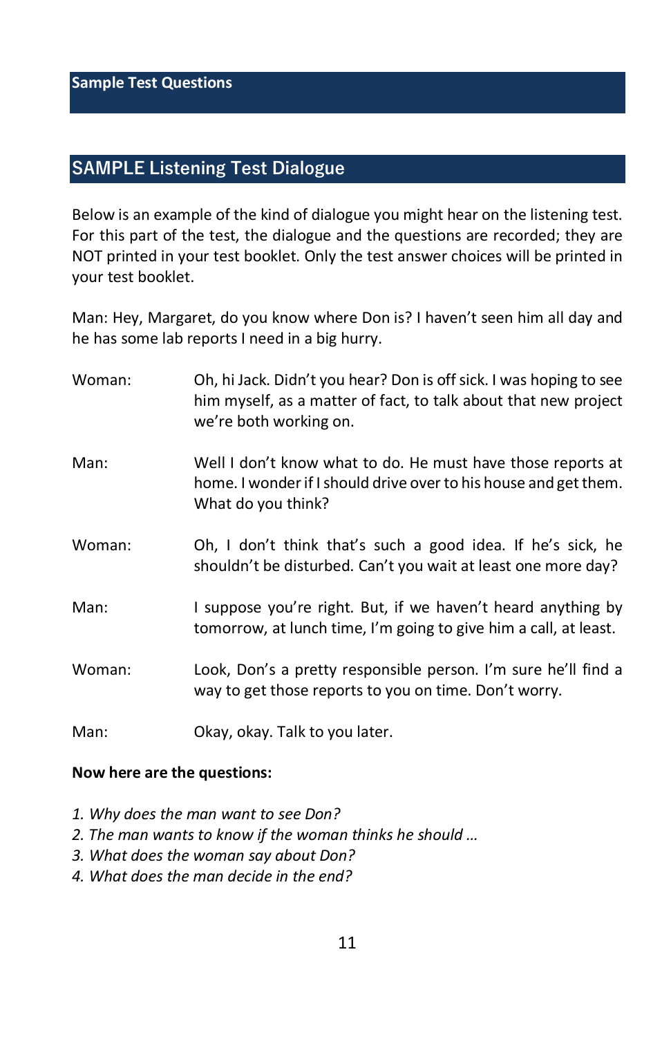## Sample Test Questions

## SAMPLE Listening Test Dialogue

Below is an example of the kind of dialogue you might hear on the listening test. For this part of the test, the dialogue and the questions are recorded; they are NOT printed in your test booklet. Only the test answer choices will be printed in your test booklet.

Man: Hey, Margaret, do you know where Don is? I haven't seen him all day and he has some lab reports I need in a big hurry.

Woman: Oh, hi Jack. Didn't you hear? Don is off sick. I was hoping to see him myself, as a matter of fact, to talk about that new project we're both working on.

Man: Well I don't know what to do. He must have those reports at home. I wonder if I should drive over to his house and get them. What do you think?

Woman: Oh, I don't think that's such a good idea. If he's sick, he shouldn't be disturbed. Can't you wait at least one more day?

Man: I suppose you're right. But, if we haven't heard anything by tomorrow, at lunch time, I'm going to give him a call, at least.

Woman: Look, Don's a pretty responsible person. I'm sure he'll find a way to get those reports to you on time. Don't worry.

Man: Okay, okay. Talk to you later.

**Now here are the questions:**

*1. Why does the man want to see Don?*
*2. The man wants to know if the woman thinks he should …*
*3. What does the woman say about Don?*
*4. What does the man decide in the end?*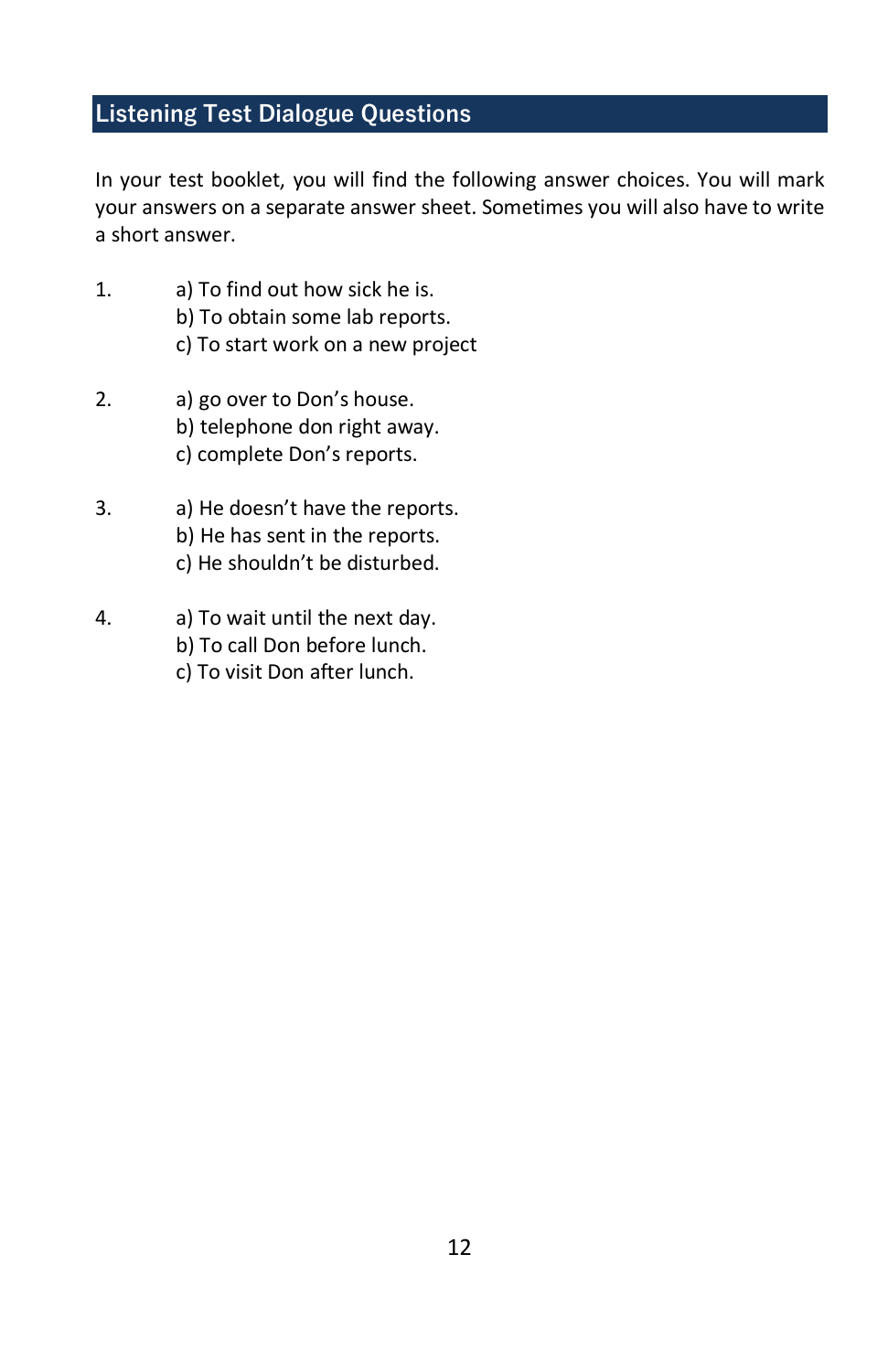## Listening Test Dialogue Questions

In your test booklet, you will find the following answer choices. You will mark your answers on a separate answer sheet. Sometimes you will also have to write a short answer.

1. a) To find out how sick he is.
   b) To obtain some lab reports.
   c) To start work on a new project

2. a) go over to Don's house.
   b) telephone don right away.
   c) complete Don's reports.

3. a) He doesn't have the reports.
   b) He has sent in the reports.
   c) He shouldn't be disturbed.

4. a) To wait until the next day.
   b) To call Don before lunch.
   c) To visit Don after lunch.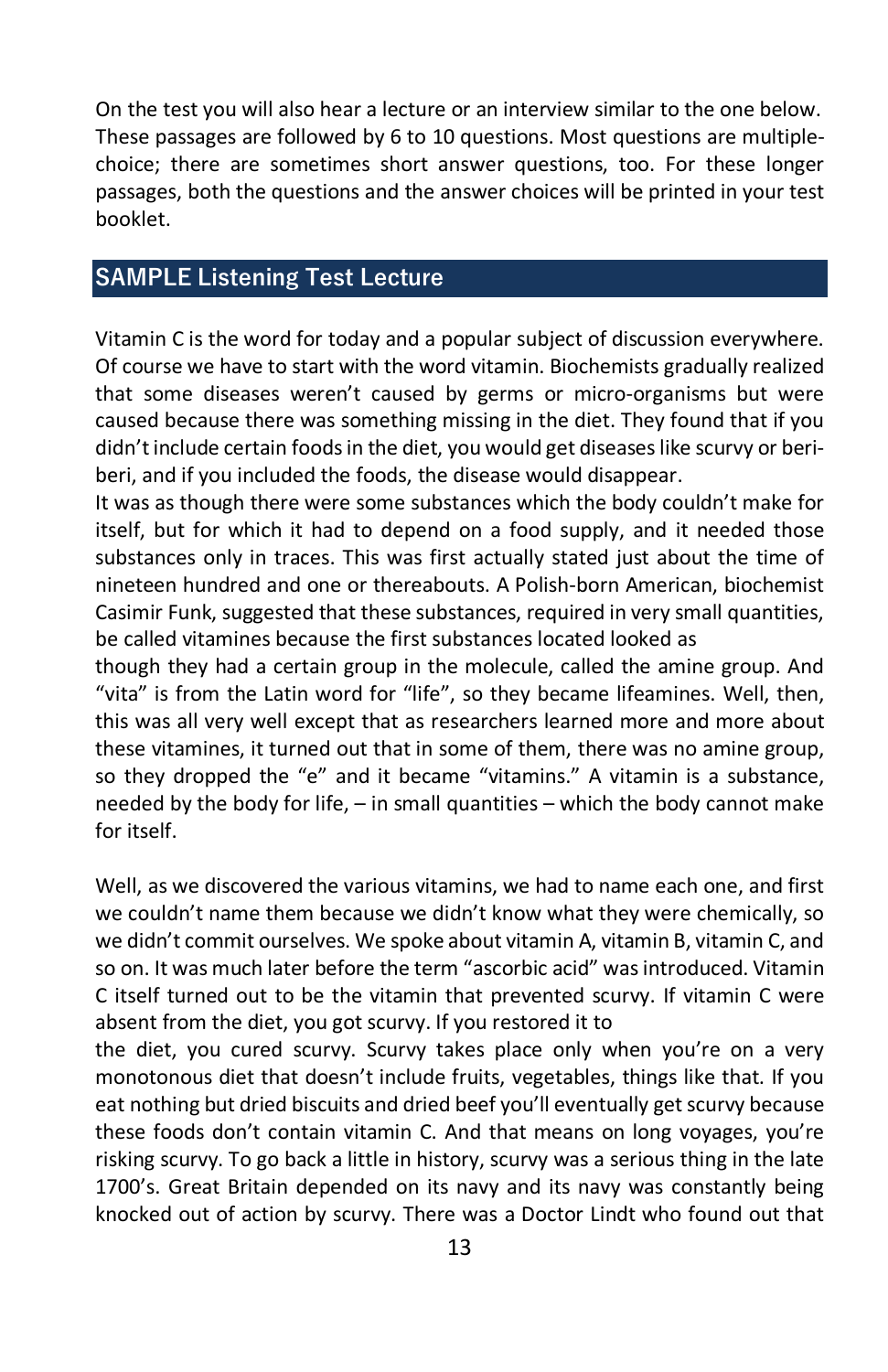On the test you will also hear a lecture or an interview similar to the one below. These passages are followed by 6 to 10 questions. Most questions are multiple-choice; there are sometimes short answer questions, too. For these longer passages, both the questions and the answer choices will be printed in your test booklet.

## SAMPLE Listening Test Lecture

Vitamin C is the word for today and a popular subject of discussion everywhere. Of course we have to start with the word vitamin. Biochemists gradually realized that some diseases weren't caused by germs or micro-organisms but were caused because there was something missing in the diet. They found that if you didn't include certain foods in the diet, you would get diseases like scurvy or beri-beri, and if you included the foods, the disease would disappear.
It was as though there were some substances which the body couldn't make for itself, but for which it had to depend on a food supply, and it needed those substances only in traces. This was first actually stated just about the time of nineteen hundred and one or thereabouts. A Polish-born American, biochemist Casimir Funk, suggested that these substances, required in very small quantities, be called vitamines because the first substances located looked as though they had a certain group in the molecule, called the amine group. And "vita" is from the Latin word for "life", so they became lifeamines. Well, then, this was all very well except that as researchers learned more and more about these vitamines, it turned out that in some of them, there was no amine group, so they dropped the "e" and it became "vitamins." A vitamin is a substance, needed by the body for life, – in small quantities – which the body cannot make for itself.

Well, as we discovered the various vitamins, we had to name each one, and first we couldn't name them because we didn't know what they were chemically, so we didn't commit ourselves. We spoke about vitamin A, vitamin B, vitamin C, and so on. It was much later before the term "ascorbic acid" was introduced. Vitamin C itself turned out to be the vitamin that prevented scurvy. If vitamin C were absent from the diet, you got scurvy. If you restored it to the diet, you cured scurvy. Scurvy takes place only when you're on a very monotonous diet that doesn't include fruits, vegetables, things like that. If you eat nothing but dried biscuits and dried beef you'll eventually get scurvy because these foods don't contain vitamin C. And that means on long voyages, you're risking scurvy. To go back a little in history, scurvy was a serious thing in the late 1700's. Great Britain depended on its navy and its navy was constantly being knocked out of action by scurvy. There was a Doctor Lindt who found out that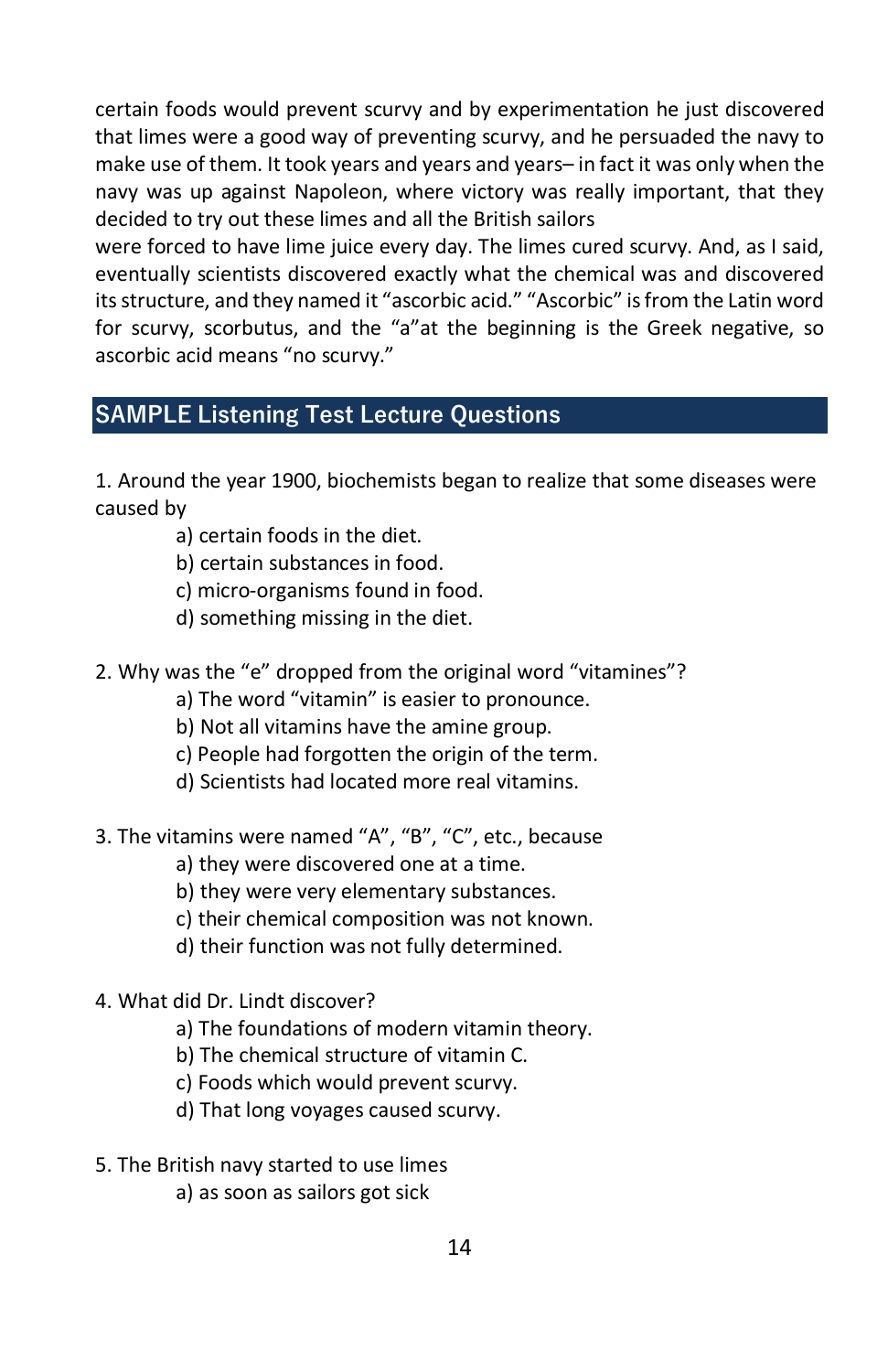certain foods would prevent scurvy and by experimentation he just discovered that limes were a good way of preventing scurvy, and he persuaded the navy to make use of them. It took years and years and years– in fact it was only when the navy was up against Napoleon, where victory was really important, that they decided to try out these limes and all the British sailors were forced to have lime juice every day. The limes cured scurvy. And, as I said, eventually scientists discovered exactly what the chemical was and discovered its structure, and they named it "ascorbic acid." "Ascorbic" is from the Latin word for scurvy, scorbutus, and the "a"at the beginning is the Greek negative, so ascorbic acid means "no scurvy."

## SAMPLE Listening Test Lecture Questions

1. Around the year 1900, biochemists began to realize that some diseases were caused by

    a) certain foods in the diet.
    b) certain substances in food.
    c) micro-organisms found in food.
    d) something missing in the diet.

2. Why was the "e" dropped from the original word "vitamines"?

    a) The word "vitamin" is easier to pronounce.
    b) Not all vitamins have the amine group.
    c) People had forgotten the origin of the term.
    d) Scientists had located more real vitamins.

3. The vitamins were named "A", "B", "C", etc., because

    a) they were discovered one at a time.
    b) they were very elementary substances.
    c) their chemical composition was not known.
    d) their function was not fully determined.

4. What did Dr. Lindt discover?

    a) The foundations of modern vitamin theory.
    b) The chemical structure of vitamin C.
    c) Foods which would prevent scurvy.
    d) That long voyages caused scurvy.

5. The British navy started to use limes

    a) as soon as sailors got sick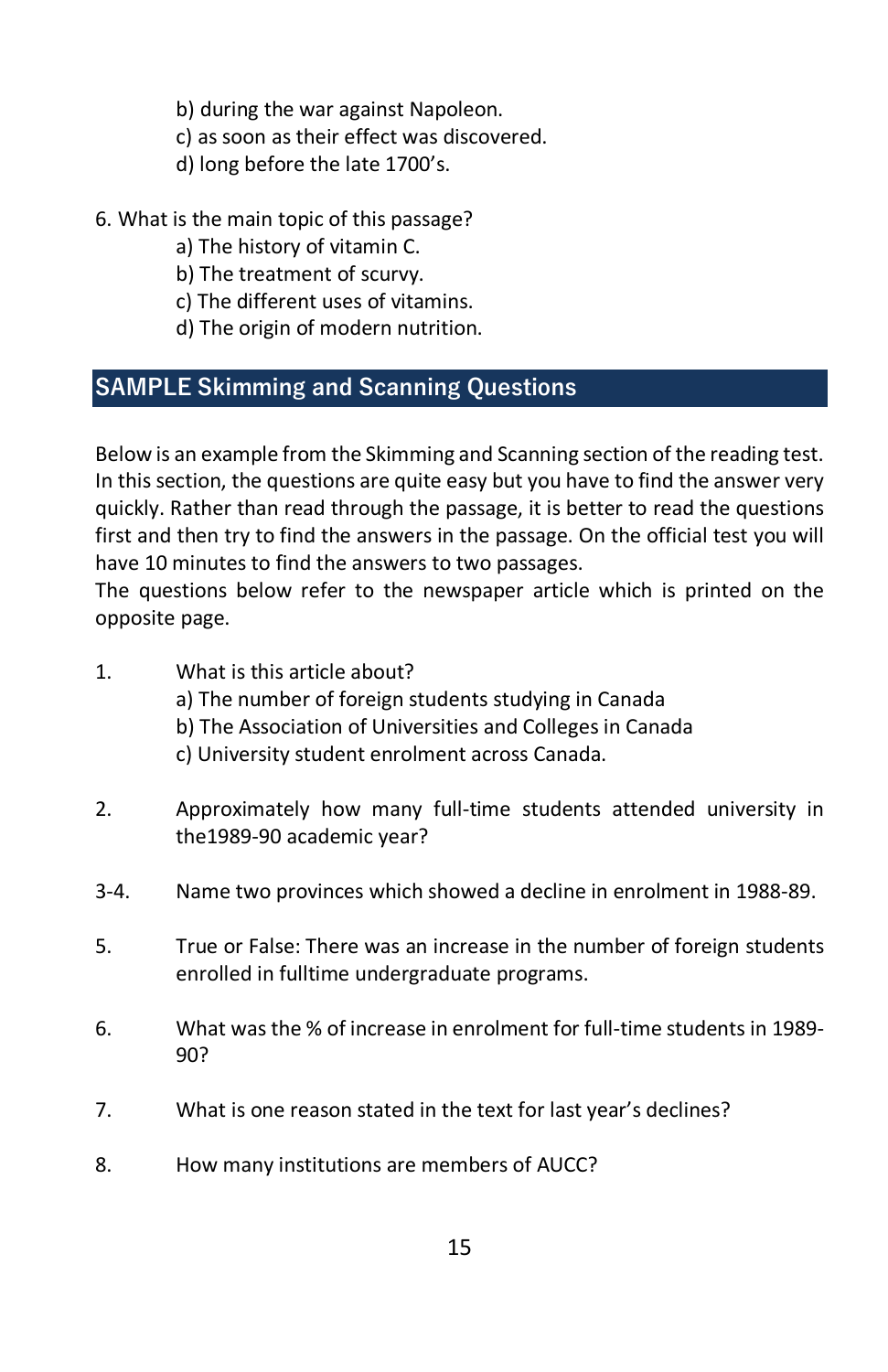b) during the war against Napoleon.
c) as soon as their effect was discovered.
d) long before the late 1700's.

6. What is the main topic of this passage?
   a) The history of vitamin C.
   b) The treatment of scurvy.
   c) The different uses of vitamins.
   d) The origin of modern nutrition.

## SAMPLE Skimming and Scanning Questions

Below is an example from the Skimming and Scanning section of the reading test. In this section, the questions are quite easy but you have to find the answer very quickly. Rather than read through the passage, it is better to read the questions first and then try to find the answers in the passage. On the official test you will have 10 minutes to find the answers to two passages.
The questions below refer to the newspaper article which is printed on the opposite page.

1. What is this article about?
   a) The number of foreign students studying in Canada
   b) The Association of Universities and Colleges in Canada
   c) University student enrolment across Canada.

2. Approximately how many full-time students attended university in the1989-90 academic year?

3-4. Name two provinces which showed a decline in enrolment in 1988-89.

5. True or False: There was an increase in the number of foreign students enrolled in fulltime undergraduate programs.

6. What was the % of increase in enrolment for full-time students in 1989-90?

7. What is one reason stated in the text for last year's declines?

8. How many institutions are members of AUCC?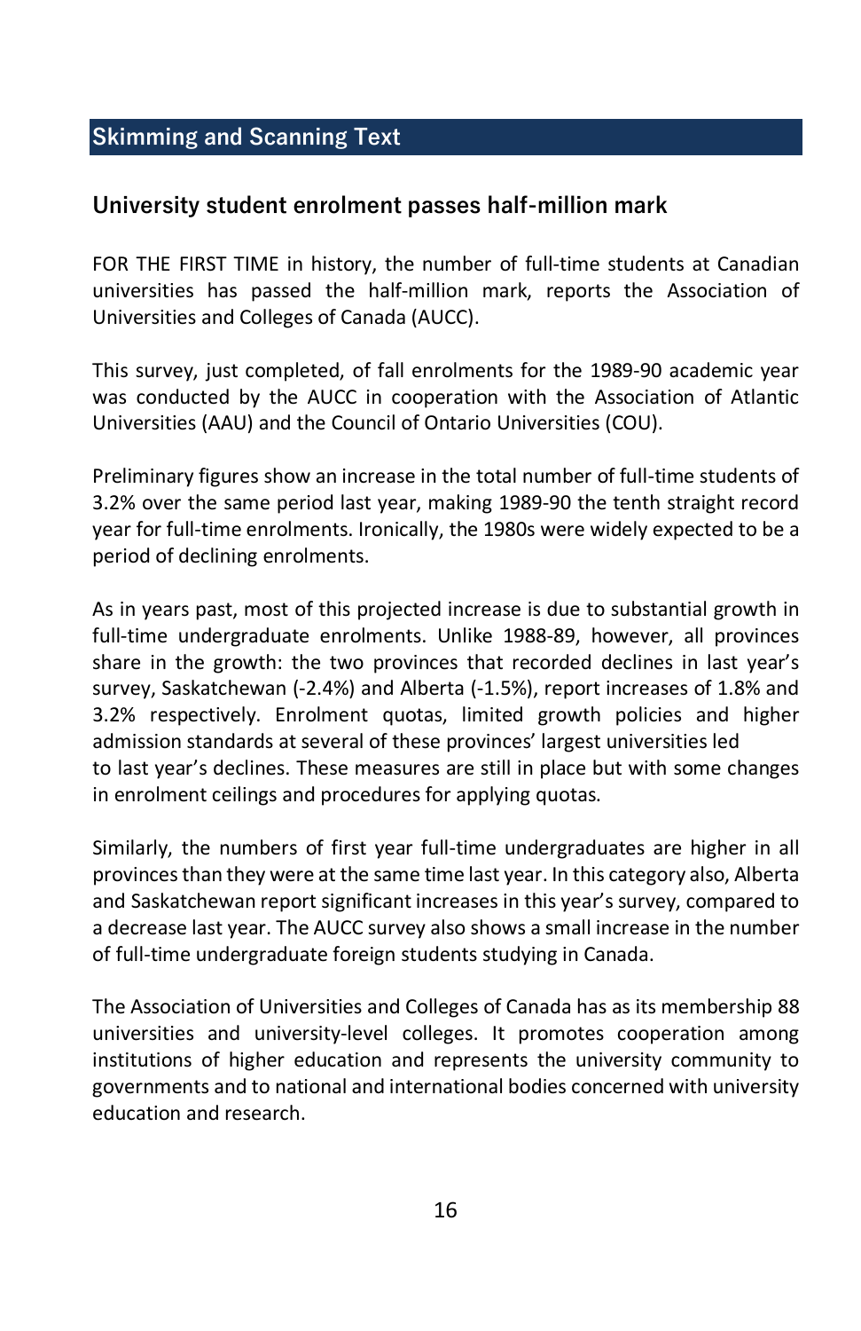## Skimming and Scanning Text

### University student enrolment passes half-million mark

FOR THE FIRST TIME in history, the number of full-time students at Canadian universities has passed the half-million mark, reports the Association of Universities and Colleges of Canada (AUCC).

This survey, just completed, of fall enrolments for the 1989-90 academic year was conducted by the AUCC in cooperation with the Association of Atlantic Universities (AAU) and the Council of Ontario Universities (COU).

Preliminary figures show an increase in the total number of full-time students of 3.2% over the same period last year, making 1989-90 the tenth straight record year for full-time enrolments. Ironically, the 1980s were widely expected to be a period of declining enrolments.

As in years past, most of this projected increase is due to substantial growth in full-time undergraduate enrolments. Unlike 1988-89, however, all provinces share in the growth: the two provinces that recorded declines in last year's survey, Saskatchewan (-2.4%) and Alberta (-1.5%), report increases of 1.8% and 3.2% respectively. Enrolment quotas, limited growth policies and higher admission standards at several of these provinces' largest universities led to last year's declines. These measures are still in place but with some changes in enrolment ceilings and procedures for applying quotas.

Similarly, the numbers of first year full-time undergraduates are higher in all provinces than they were at the same time last year. In this category also, Alberta and Saskatchewan report significant increases in this year's survey, compared to a decrease last year. The AUCC survey also shows a small increase in the number of full-time undergraduate foreign students studying in Canada.

The Association of Universities and Colleges of Canada has as its membership 88 universities and university-level colleges. It promotes cooperation among institutions of higher education and represents the university community to governments and to national and international bodies concerned with university education and research.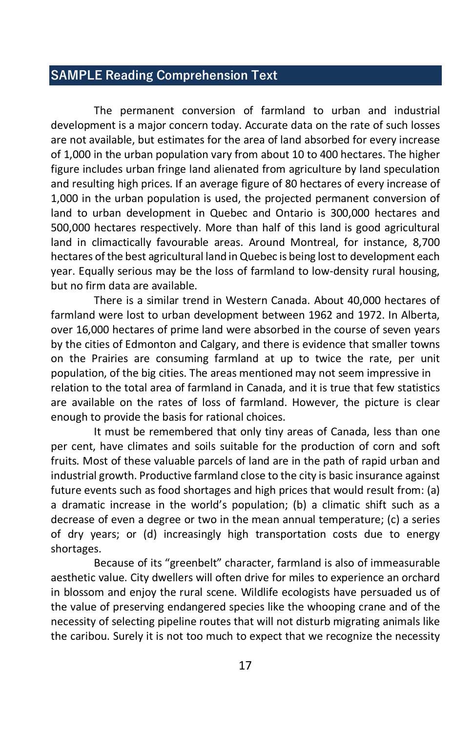## SAMPLE Reading Comprehension Text

The permanent conversion of farmland to urban and industrial development is a major concern today. Accurate data on the rate of such losses are not available, but estimates for the area of land absorbed for every increase of 1,000 in the urban population vary from about 10 to 400 hectares. The higher figure includes urban fringe land alienated from agriculture by land speculation and resulting high prices. If an average figure of 80 hectares of every increase of 1,000 in the urban population is used, the projected permanent conversion of land to urban development in Quebec and Ontario is 300,000 hectares and 500,000 hectares respectively. More than half of this land is good agricultural land in climactically favourable areas. Around Montreal, for instance, 8,700 hectares of the best agricultural land in Quebec is being lost to development each year. Equally serious may be the loss of farmland to low-density rural housing, but no firm data are available.

There is a similar trend in Western Canada. About 40,000 hectares of farmland were lost to urban development between 1962 and 1972. In Alberta, over 16,000 hectares of prime land were absorbed in the course of seven years by the cities of Edmonton and Calgary, and there is evidence that smaller towns on the Prairies are consuming farmland at up to twice the rate, per unit population, of the big cities. The areas mentioned may not seem impressive in relation to the total area of farmland in Canada, and it is true that few statistics are available on the rates of loss of farmland. However, the picture is clear enough to provide the basis for rational choices.

It must be remembered that only tiny areas of Canada, less than one per cent, have climates and soils suitable for the production of corn and soft fruits. Most of these valuable parcels of land are in the path of rapid urban and industrial growth. Productive farmland close to the city is basic insurance against future events such as food shortages and high prices that would result from: (a) a dramatic increase in the world's population; (b) a climatic shift such as a decrease of even a degree or two in the mean annual temperature; (c) a series of dry years; or (d) increasingly high transportation costs due to energy shortages.

Because of its "greenbelt" character, farmland is also of immeasurable aesthetic value. City dwellers will often drive for miles to experience an orchard in blossom and enjoy the rural scene. Wildlife ecologists have persuaded us of the value of preserving endangered species like the whooping crane and of the necessity of selecting pipeline routes that will not disturb migrating animals like the caribou. Surely it is not too much to expect that we recognize the necessity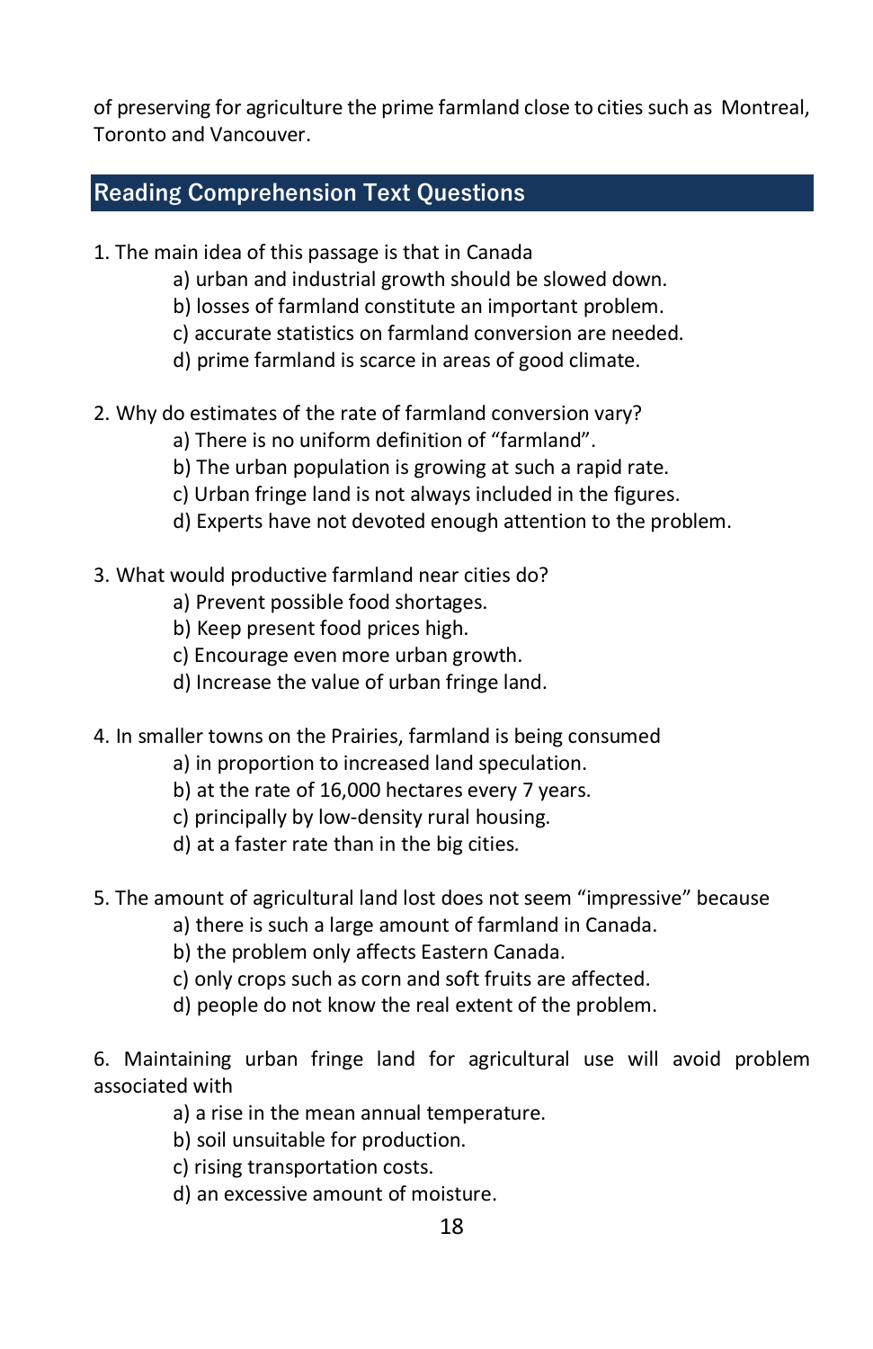of preserving for agriculture the prime farmland close to cities such as Montreal, Toronto and Vancouver.

## Reading Comprehension Text Questions

1. The main idea of this passage is that in Canada
   - a) urban and industrial growth should be slowed down.
   - b) losses of farmland constitute an important problem.
   - c) accurate statistics on farmland conversion are needed.
   - d) prime farmland is scarce in areas of good climate.

2. Why do estimates of the rate of farmland conversion vary?
   - a) There is no uniform definition of "farmland".
   - b) The urban population is growing at such a rapid rate.
   - c) Urban fringe land is not always included in the figures.
   - d) Experts have not devoted enough attention to the problem.

3. What would productive farmland near cities do?
   - a) Prevent possible food shortages.
   - b) Keep present food prices high.
   - c) Encourage even more urban growth.
   - d) Increase the value of urban fringe land.

4. In smaller towns on the Prairies, farmland is being consumed
   - a) in proportion to increased land speculation.
   - b) at the rate of 16,000 hectares every 7 years.
   - c) principally by low-density rural housing.
   - d) at a faster rate than in the big cities.

5. The amount of agricultural land lost does not seem "impressive" because
   - a) there is such a large amount of farmland in Canada.
   - b) the problem only affects Eastern Canada.
   - c) only crops such as corn and soft fruits are affected.
   - d) people do not know the real extent of the problem.

6. Maintaining urban fringe land for agricultural use will avoid problem associated with
   - a) a rise in the mean annual temperature.
   - b) soil unsuitable for production.
   - c) rising transportation costs.
   - d) an excessive amount of moisture.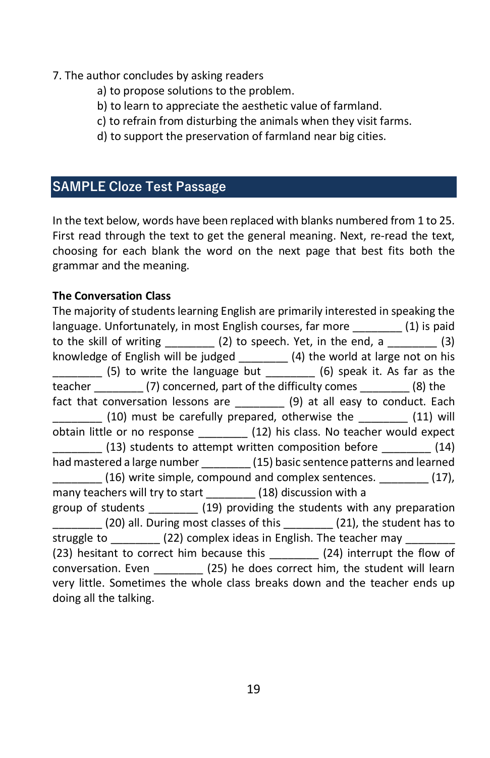7. The author concludes by asking readers
   - a) to propose solutions to the problem.
   - b) to learn to appreciate the aesthetic value of farmland.
   - c) to refrain from disturbing the animals when they visit farms.
   - d) to support the preservation of farmland near big cities.

## SAMPLE Cloze Test Passage

In the text below, words have been replaced with blanks numbered from 1 to 25. First read through the text to get the general meaning. Next, re-read the text, choosing for each blank the word on the next page that best fits both the grammar and the meaning.

**The Conversation Class**

The majority of students learning English are primarily interested in speaking the language. Unfortunately, in most English courses, far more ________ (1) is paid to the skill of writing ________ (2) to speech. Yet, in the end, a ________ (3) knowledge of English will be judged ________ (4) the world at large not on his ________ (5) to write the language but ________ (6) speak it. As far as the teacher ________ (7) concerned, part of the difficulty comes ________ (8) the fact that conversation lessons are ________ (9) at all easy to conduct. Each ________ (10) must be carefully prepared, otherwise the ________ (11) will obtain little or no response ________ (12) his class. No teacher would expect ________ (13) students to attempt written composition before ________ (14) had mastered a large number ________ (15) basic sentence patterns and learned ________ (16) write simple, compound and complex sentences. ________ (17), many teachers will try to start ________ (18) discussion with a group of students ________ (19) providing the students with any preparation ________ (20) all. During most classes of this ________ (21), the student has to struggle to ________ (22) complex ideas in English. The teacher may ________ (23) hesitant to correct him because this ________ (24) interrupt the flow of conversation. Even ________ (25) he does correct him, the student will learn very little. Sometimes the whole class breaks down and the teacher ends up doing all the talking.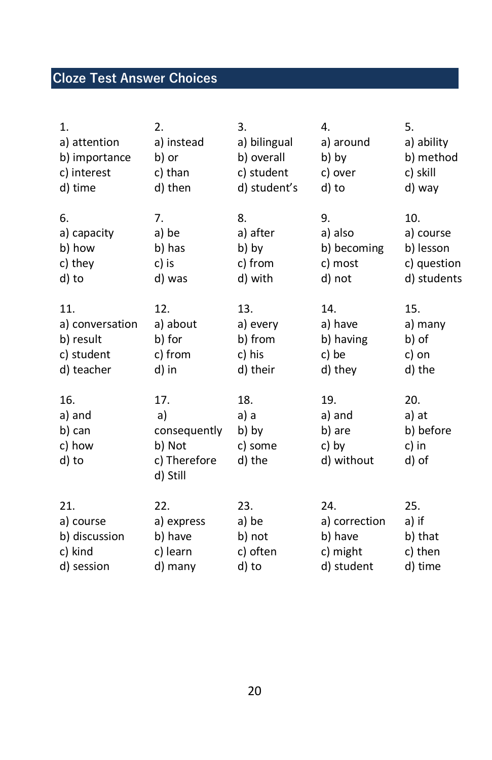## Cloze Test Answer Choices

1.
a) attention
b) importance
c) interest
d) time

2.
a) instead
b) or
c) than
d) then

3.
a) bilingual
b) overall
c) student
d) student's

4.
a) around
b) by
c) over
d) to

5.
a) ability
b) method
c) skill
d) way

6.
a) capacity
b) how
c) they
d) to

7.
a) be
b) has
c) is
d) was

8.
a) after
b) by
c) from
d) with

9.
a) also
b) becoming
c) most
d) not

10.
a) course
b) lesson
c) question
d) students

11.
a) conversation
b) result
c) student
d) teacher

12.
a) about
b) for
c) from
d) in

13.
a) every
b) from
c) his
d) their

14.
a) have
b) having
c) be
d) they

15.
a) many
b) of
c) on
d) the

16.
a) and
b) can
c) how
d) to

17.
a) consequently
b) Not
c) Therefore
d) Still

18.
a) a
b) by
c) some
d) the

19.
a) and
b) are
c) by
d) without

20.
a) at
b) before
c) in
d) of

21.
a) course
b) discussion
c) kind
d) session

22.
a) express
b) have
c) learn
d) many

23.
a) be
b) not
c) often
d) to

24.
a) correction
b) have
c) might
d) student

25.
a) if
b) that
c) then
d) time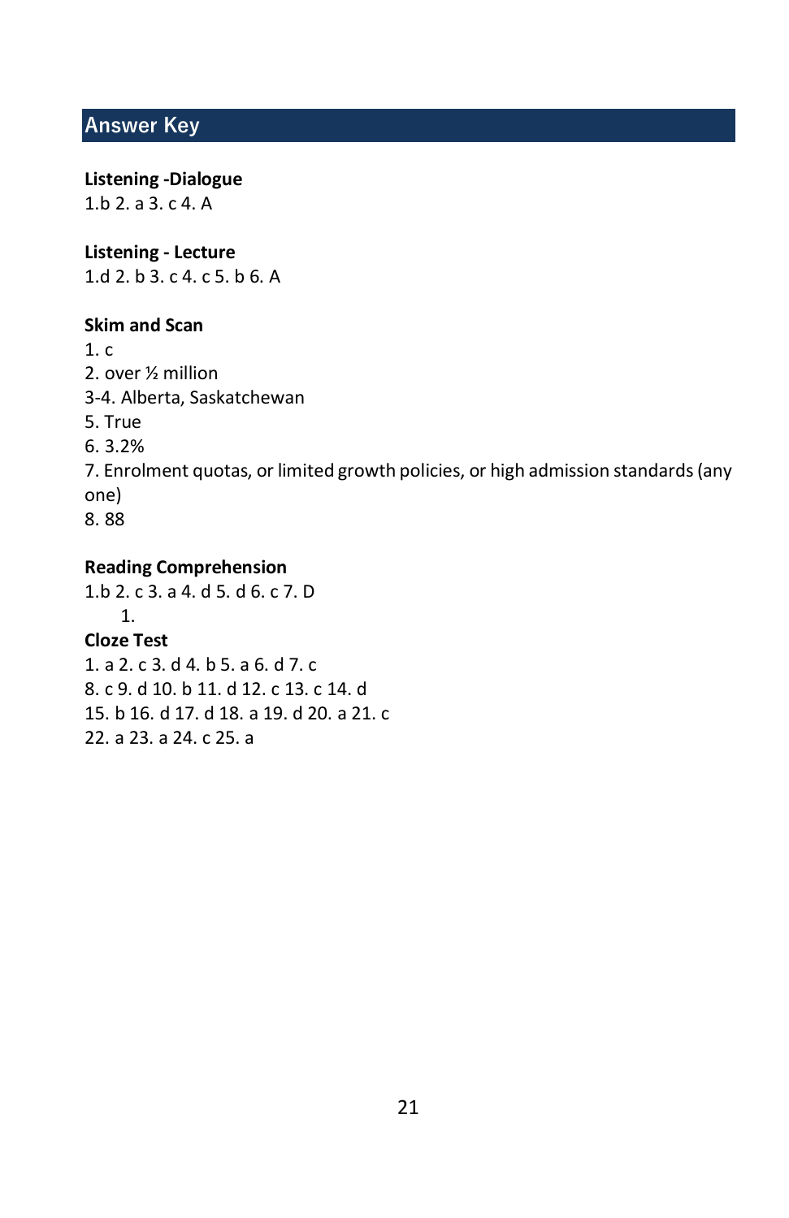## Answer Key

**Listening -Dialogue**

1.b 2. a 3. c 4. A

**Listening - Lecture**

1.d 2. b 3. c 4. c 5. b 6. A

**Skim and Scan**

1. c
2. over ½ million
3-4. Alberta, Saskatchewan
5. True
6. 3.2%
7. Enrolment quotas, or limited growth policies, or high admission standards (any one)
8. 88

**Reading Comprehension**

1.b 2. c 3. a 4. d 5. d 6. c 7. D

1.

**Cloze Test**

1. a 2. c 3. d 4. b 5. a 6. d 7. c
8. c 9. d 10. b 11. d 12. c 13. c 14. d
15. b 16. d 17. d 18. a 19. d 20. a 21. c
22. a 23. a 24. c 25. a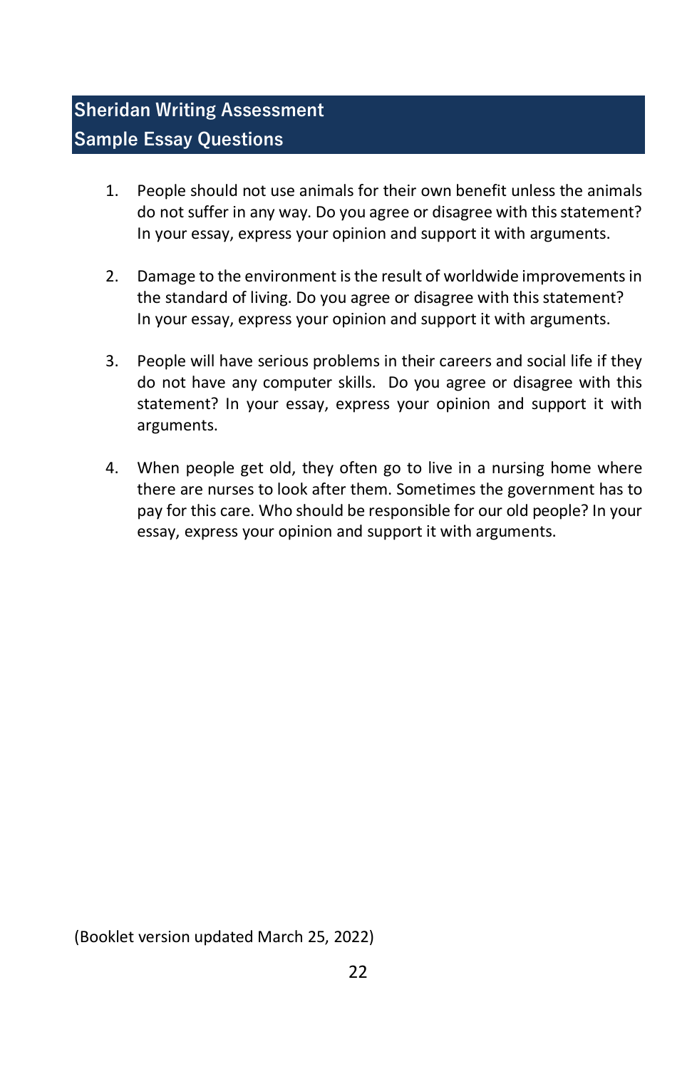## Sheridan Writing Assessment
## Sample Essay Questions

1. People should not use animals for their own benefit unless the animals do not suffer in any way. Do you agree or disagree with this statement? In your essay, express your opinion and support it with arguments.

2. Damage to the environment is the result of worldwide improvements in the standard of living. Do you agree or disagree with this statement? In your essay, express your opinion and support it with arguments.

3. People will have serious problems in their careers and social life if they do not have any computer skills. Do you agree or disagree with this statement? In your essay, express your opinion and support it with arguments.

4. When people get old, they often go to live in a nursing home where there are nurses to look after them. Sometimes the government has to pay for this care. Who should be responsible for our old people? In your essay, express your opinion and support it with arguments.

(Booklet version updated March 25, 2022)